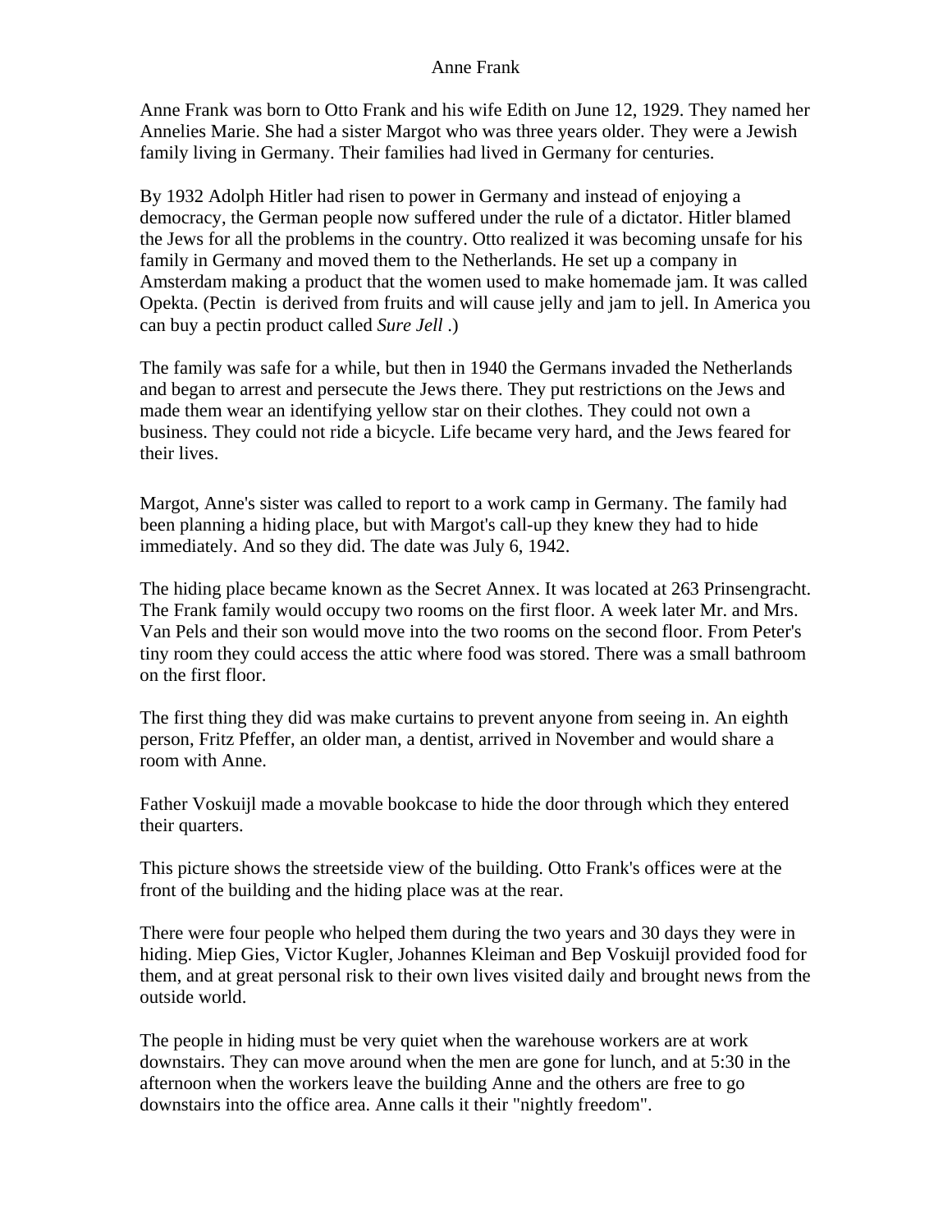# Anne Frank

Anne Frank was born to Otto Frank and his wife Edith on June 12, 1929. They named her Annelies Marie. She had a sister Margot who was three years older. They were a Jewish family living in Germany. Their families had lived in Germany for centuries.

By 1932 Adolph Hitler had risen to power in Germany and instead of enjoying a democracy, the German people now suffered under the rule of a dictator. Hitler blamed the Jews for all the problems in the country. Otto realized it was becoming unsafe for his family in Germany and moved them to the Netherlands. He set up a company in Amsterdam making a product that the women used to make homemade jam. It was called Opekta. (Pectin is derived from fruits and will cause jelly and jam to jell. In America you can buy a pectin product called *Sure Jell* .)

The family was safe for a while, but then in 1940 the Germans invaded the Netherlands and began to arrest and persecute the Jews there. They put restrictions on the Jews and made them wear an identifying yellow star on their clothes. They could not own a business. They could not ride a bicycle. Life became very hard, and the Jews feared for their lives.

Margot, Anne's sister was called to report to a work camp in Germany. The family had been planning a hiding place, but with Margot's call-up they knew they had to hide immediately. And so they did. The date was July 6, 1942.

The hiding place became known as the Secret Annex. It was located at 263 Prinsengracht. The Frank family would occupy two rooms on the first floor. A week later Mr. and Mrs. Van Pels and their son would move into the two rooms on the second floor. From Peter's tiny room they could access the attic where food was stored. There was a small bathroom on the first floor.

The first thing they did was make curtains to prevent anyone from seeing in. An eighth person, Fritz Pfeffer, an older man, a dentist, arrived in November and would share a room with Anne.

Father Voskuijl made a movable bookcase to hide the door through which they entered their quarters.

This picture shows the streetside view of the building. Otto Frank's offices were at the front of the building and the hiding place was at the rear.

There were four people who helped them during the two years and 30 days they were in hiding. Miep Gies, Victor Kugler, Johannes Kleiman and Bep Voskuijl provided food for them, and at great personal risk to their own lives visited daily and brought news from the outside world.

The people in hiding must be very quiet when the warehouse workers are at work downstairs. They can move around when the men are gone for lunch, and at 5:30 in the afternoon when the workers leave the building Anne and the others are free to go downstairs into the office area. Anne calls it their "nightly freedom".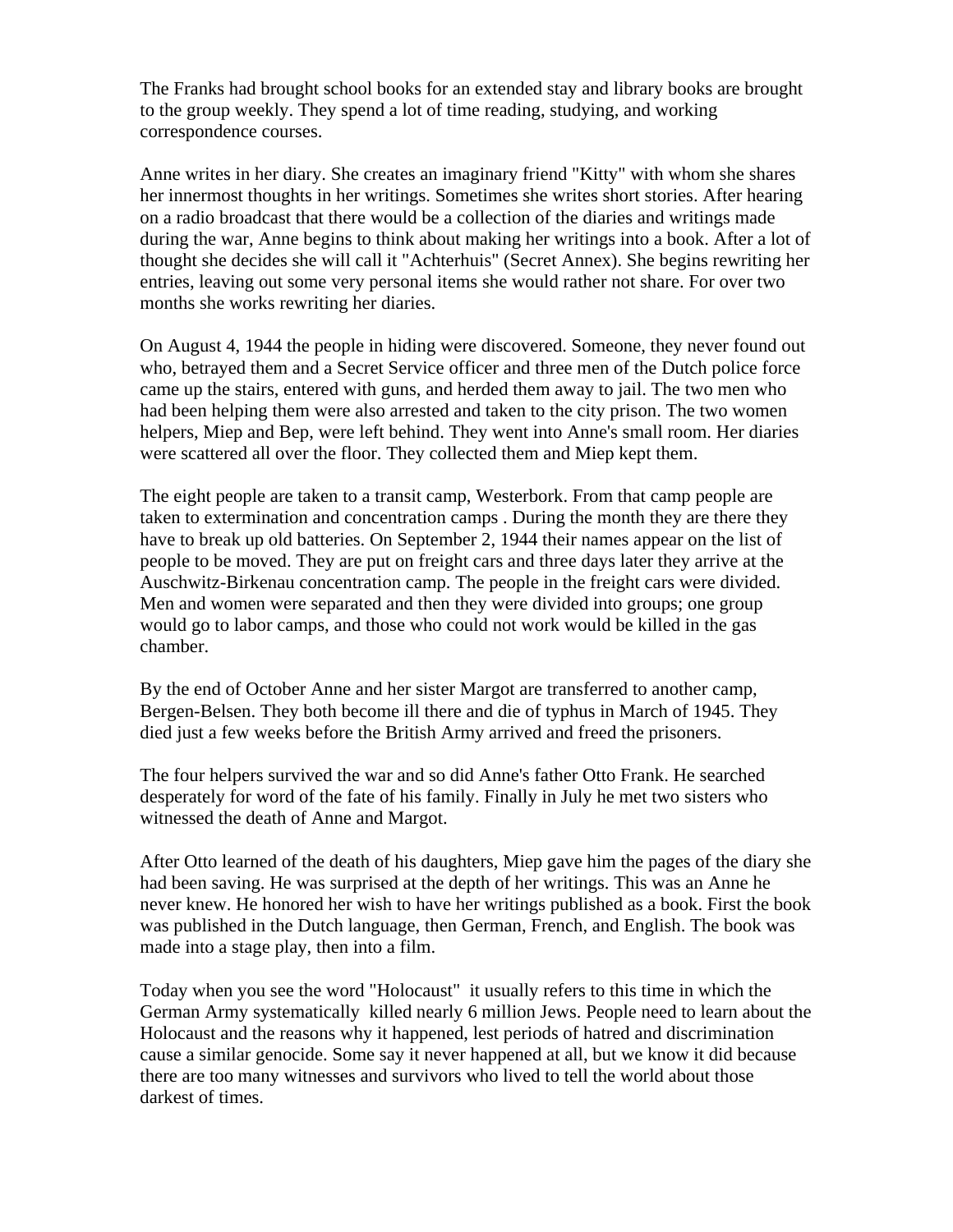The Franks had brought school books for an extended stay and library books are brought to the group weekly. They spend a lot of time reading, studying, and working correspondence courses.

Anne writes in her diary. She creates an imaginary friend "Kitty" with whom she shares her innermost thoughts in her writings. Sometimes she writes short stories. After hearing on a radio broadcast that there would be a collection of the diaries and writings made during the war, Anne begins to think about making her writings into a book. After a lot of thought she decides she will call it "Achterhuis" (Secret Annex). She begins rewriting her entries, leaving out some very personal items she would rather not share. For over two months she works rewriting her diaries.

On August 4, 1944 the people in hiding were discovered. Someone, they never found out who, betrayed them and a Secret Service officer and three men of the Dutch police force came up the stairs, entered with guns, and herded them away to jail. The two men who had been helping them were also arrested and taken to the city prison. The two women helpers, Miep and Bep, were left behind. They went into Anne's small room. Her diaries were scattered all over the floor. They collected them and Miep kept them.

The eight people are taken to a transit camp, Westerbork. From that camp people are taken to extermination and concentration camps . During the month they are there they have to break up old batteries. On September 2, 1944 their names appear on the list of people to be moved. They are put on freight cars and three days later they arrive at the Auschwitz-Birkenau concentration camp. The people in the freight cars were divided. Men and women were separated and then they were divided into groups; one group would go to labor camps, and those who could not work would be killed in the gas chamber.

By the end of October Anne and her sister Margot are transferred to another camp, Bergen-Belsen. They both become ill there and die of typhus in March of 1945. They died just a few weeks before the British Army arrived and freed the prisoners.

The four helpers survived the war and so did Anne's father Otto Frank. He searched desperately for word of the fate of his family. Finally in July he met two sisters who witnessed the death of Anne and Margot.

After Otto learned of the death of his daughters, Miep gave him the pages of the diary she had been saving. He was surprised at the depth of her writings. This was an Anne he never knew. He honored her wish to have her writings published as a book. First the book was published in the Dutch language, then German, French, and English. The book was made into a stage play, then into a film.

Today when you see the word "Holocaust" it usually refers to this time in which the German Army systematically killed nearly 6 million Jews. People need to learn about the Holocaust and the reasons why it happened, lest periods of hatred and discrimination cause a similar genocide. Some say it never happened at all, but we know it did because there are too many witnesses and survivors who lived to tell the world about those darkest of times.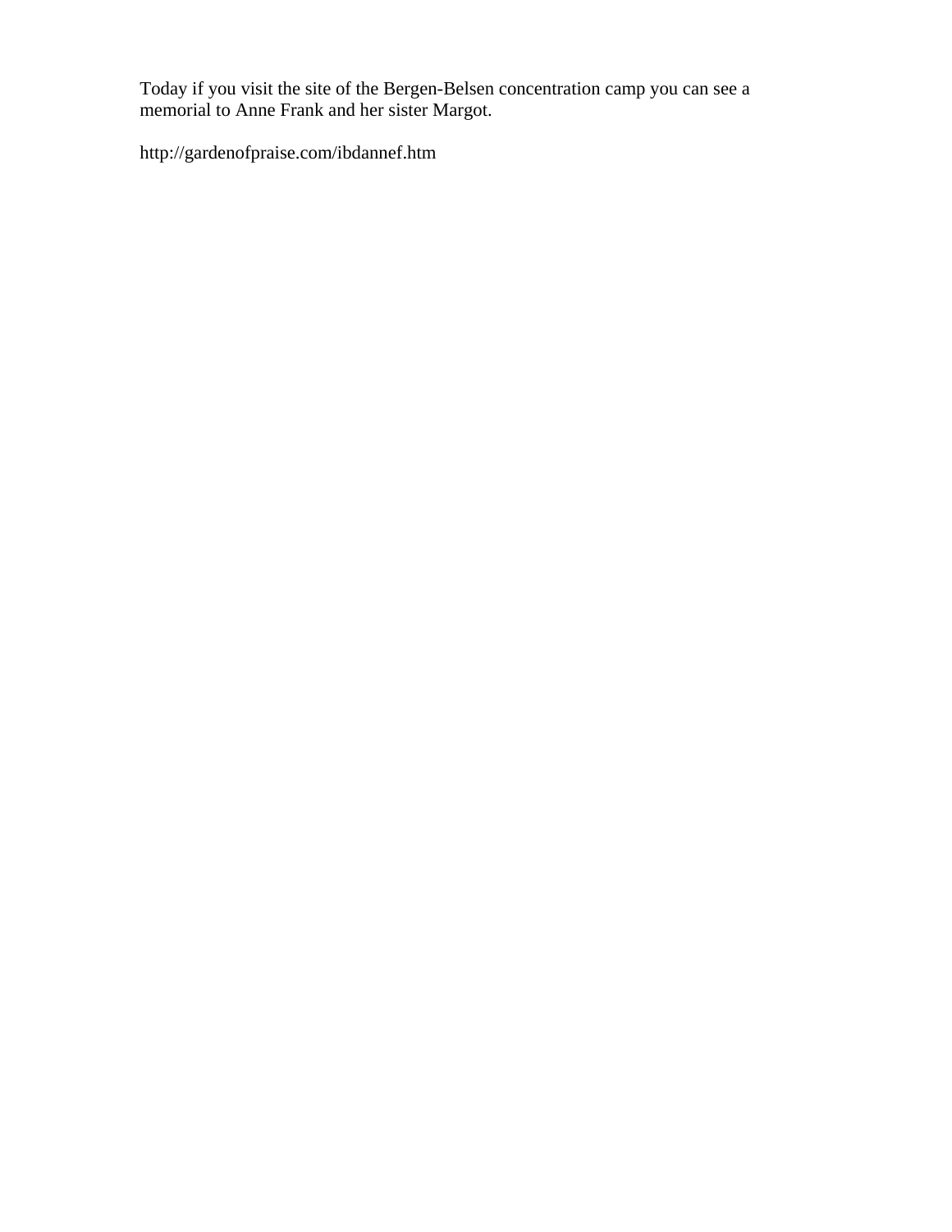Today if you visit the site of the Bergen-Belsen concentration camp you can see a memorial to Anne Frank and her sister Margot.

http://gardenofpraise.com/ibdannef.htm